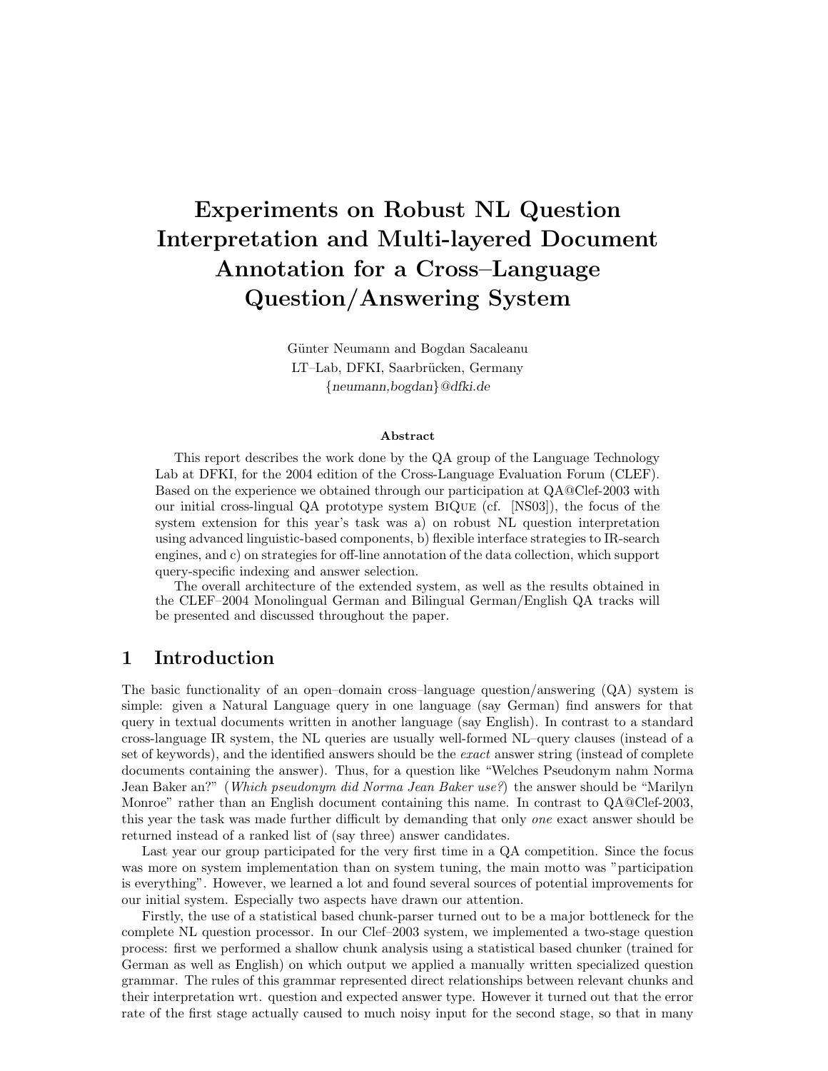# Experiments on Robust NL Question Interpretation and Multi-layered Document Annotation for a Cross–Language Question/Answering System

Günter Neumann and Bogdan Sacaleanu
LT–Lab, DFKI, Saarbrücken, Germany
{*neumann,bogdan*}*@dfki.de*

**Abstract**

This report describes the work done by the QA group of the Language Technology Lab at DFKI, for the 2004 edition of the Cross-Language Evaluation Forum (CLEF). Based on the experience we obtained through our participation at QA@Clef-2003 with our initial cross-lingual QA prototype system BiQue (cf. [NS03]), the focus of the system extension for this year's task was a) on robust NL question interpretation using advanced linguistic-based components, b) flexible interface strategies to IR-search engines, and c) on strategies for off-line annotation of the data collection, which support query-specific indexing and answer selection.

The overall architecture of the extended system, as well as the results obtained in the CLEF–2004 Monolingual German and Bilingual German/English QA tracks will be presented and discussed throughout the paper.

## 1 Introduction

The basic functionality of an open–domain cross–language question/answering (QA) system is simple: given a Natural Language query in one language (say German) find answers for that query in textual documents written in another language (say English). In contrast to a standard cross-language IR system, the NL queries are usually well-formed NL–query clauses (instead of a set of keywords), and the identified answers should be the *exact* answer string (instead of complete documents containing the answer). Thus, for a question like "Welches Pseudonym nahm Norma Jean Baker an?" (*Which pseudonym did Norma Jean Baker use?*) the answer should be "Marilyn Monroe" rather than an English document containing this name. In contrast to QA@Clef-2003, this year the task was made further difficult by demanding that only *one* exact answer should be returned instead of a ranked list of (say three) answer candidates.

Last year our group participated for the very first time in a QA competition. Since the focus was more on system implementation than on system tuning, the main motto was "participation is everything". However, we learned a lot and found several sources of potential improvements for our initial system. Especially two aspects have drawn our attention.

Firstly, the use of a statistical based chunk-parser turned out to be a major bottleneck for the complete NL question processor. In our Clef–2003 system, we implemented a two-stage question process: first we performed a shallow chunk analysis using a statistical based chunker (trained for German as well as English) on which output we applied a manually written specialized question grammar. The rules of this grammar represented direct relationships between relevant chunks and their interpretation wrt. question and expected answer type. However it turned out that the error rate of the first stage actually caused to much noisy input for the second stage, so that in many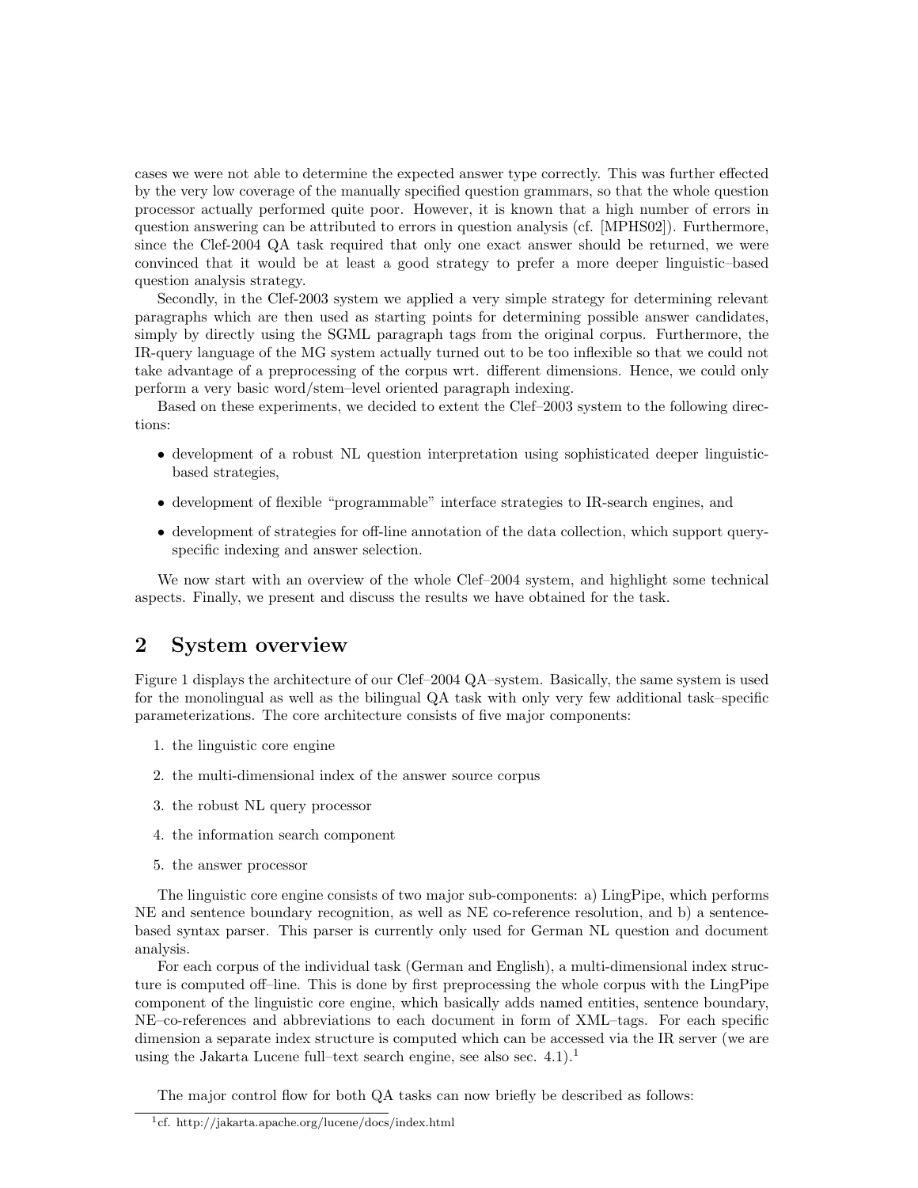cases we were not able to determine the expected answer type correctly. This was further effected by the very low coverage of the manually specified question grammars, so that the whole question processor actually performed quite poor. However, it is known that a high number of errors in question answering can be attributed to errors in question analysis (cf. [MPHS02]). Furthermore, since the Clef-2004 QA task required that only one exact answer should be returned, we were convinced that it would be at least a good strategy to prefer a more deeper linguistic–based question analysis strategy.

Secondly, in the Clef-2003 system we applied a very simple strategy for determining relevant paragraphs which are then used as starting points for determining possible answer candidates, simply by directly using the SGML paragraph tags from the original corpus. Furthermore, the IR-query language of the MG system actually turned out to be too inflexible so that we could not take advantage of a preprocessing of the corpus wrt. different dimensions. Hence, we could only perform a very basic word/stem–level oriented paragraph indexing.

Based on these experiments, we decided to extent the Clef–2003 system to the following directions:

- development of a robust NL question interpretation using sophisticated deeper linguistic-based strategies,
- development of flexible "programmable" interface strategies to IR-search engines, and
- development of strategies for off-line annotation of the data collection, which support query-specific indexing and answer selection.

We now start with an overview of the whole Clef–2004 system, and highlight some technical aspects. Finally, we present and discuss the results we have obtained for the task.

## 2 System overview

Figure 1 displays the architecture of our Clef–2004 QA–system. Basically, the same system is used for the monolingual as well as the bilingual QA task with only very few additional task–specific parameterizations. The core architecture consists of five major components:

1. the linguistic core engine
2. the multi-dimensional index of the answer source corpus
3. the robust NL query processor
4. the information search component
5. the answer processor

The linguistic core engine consists of two major sub-components: a) LingPipe, which performs NE and sentence boundary recognition, as well as NE co-reference resolution, and b) a sentence-based syntax parser. This parser is currently only used for German NL question and document analysis.

For each corpus of the individual task (German and English), a multi-dimensional index structure is computed off–line. This is done by first preprocessing the whole corpus with the LingPipe component of the linguistic core engine, which basically adds named entities, sentence boundary, NE–co-references and abbreviations to each document in form of XML–tags. For each specific dimension a separate index structure is computed which can be accessed via the IR server (we are using the Jakarta Lucene full–text search engine, see also sec. 4.1).[1]

The major control flow for both QA tasks can now briefly be described as follows:

[1] cf. http://jakarta.apache.org/lucene/docs/index.html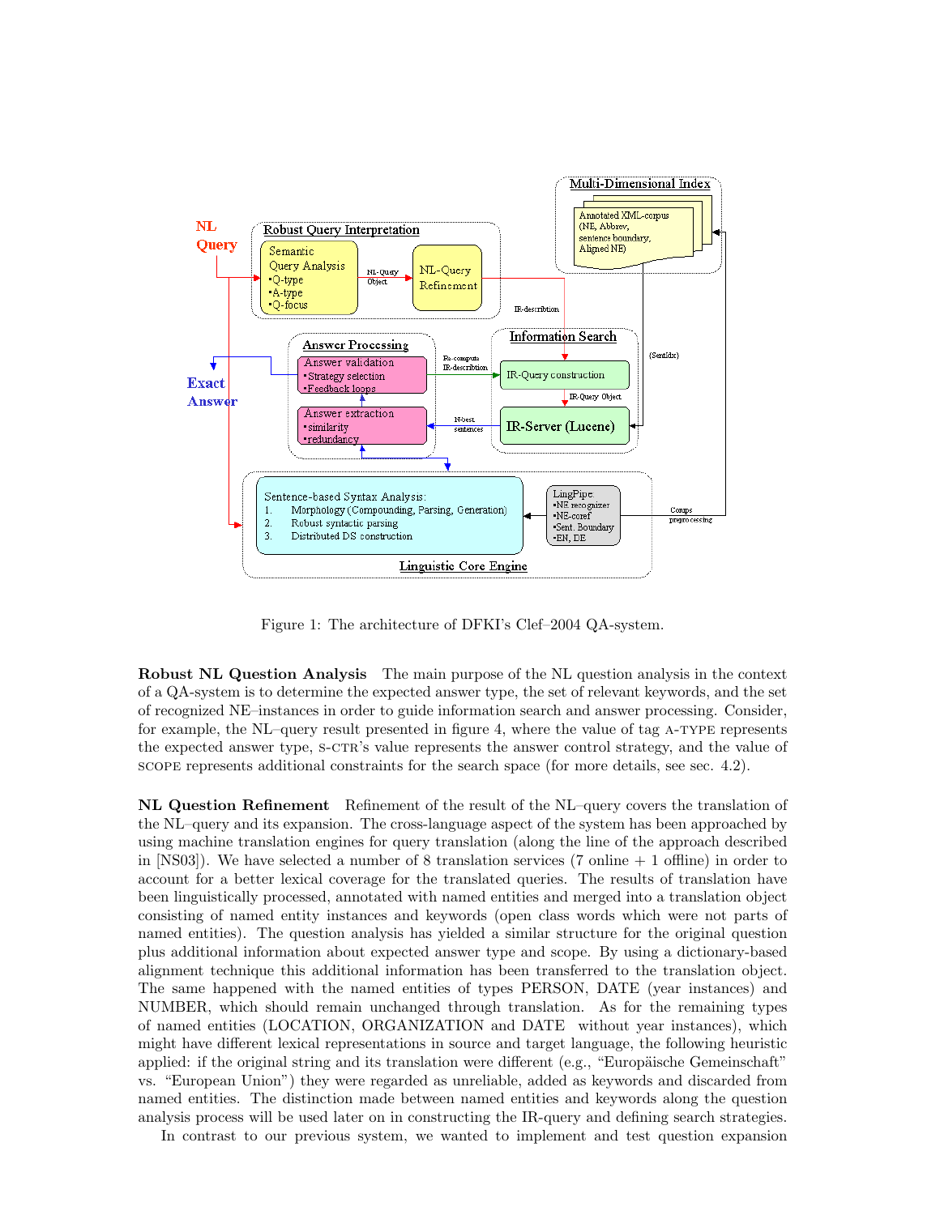Figure 1: The architecture of DFKI's Clef–2004 QA-system.

**Robust NL Question Analysis** The main purpose of the NL question analysis in the context of a QA-system is to determine the expected answer type, the set of relevant keywords, and the set of recognized NE–instances in order to guide information search and answer processing. Consider, for example, the NL–query result presented in figure 4, where the value of tag A-TYPE represents the expected answer type, S-CTR's value represents the answer control strategy, and the value of SCOPE represents additional constraints for the search space (for more details, see sec. 4.2).

**NL Question Refinement** Refinement of the result of the NL–query covers the translation of the NL–query and its expansion. The cross-language aspect of the system has been approached by using machine translation engines for query translation (along the line of the approach described in [NS03]). We have selected a number of 8 translation services (7 online + 1 offline) in order to account for a better lexical coverage for the translated queries. The results of translation have been linguistically processed, annotated with named entities and merged into a translation object consisting of named entity instances and keywords (open class words which were not parts of named entities). The question analysis has yielded a similar structure for the original question plus additional information about expected answer type and scope. By using a dictionary-based alignment technique this additional information has been transferred to the translation object. The same happened with the named entities of types PERSON, DATE (year instances) and NUMBER, which should remain unchanged through translation. As for the remaining types of named entities (LOCATION, ORGANIZATION and DATE without year instances), which might have different lexical representations in source and target language, the following heuristic applied: if the original string and its translation were different (e.g., "Europäische Gemeinschaft" vs. "European Union") they were regarded as unreliable, added as keywords and discarded from named entities. The distinction made between named entities and keywords along the question analysis process will be used later on in constructing the IR-query and defining search strategies.

In contrast to our previous system, we wanted to implement and test question expansion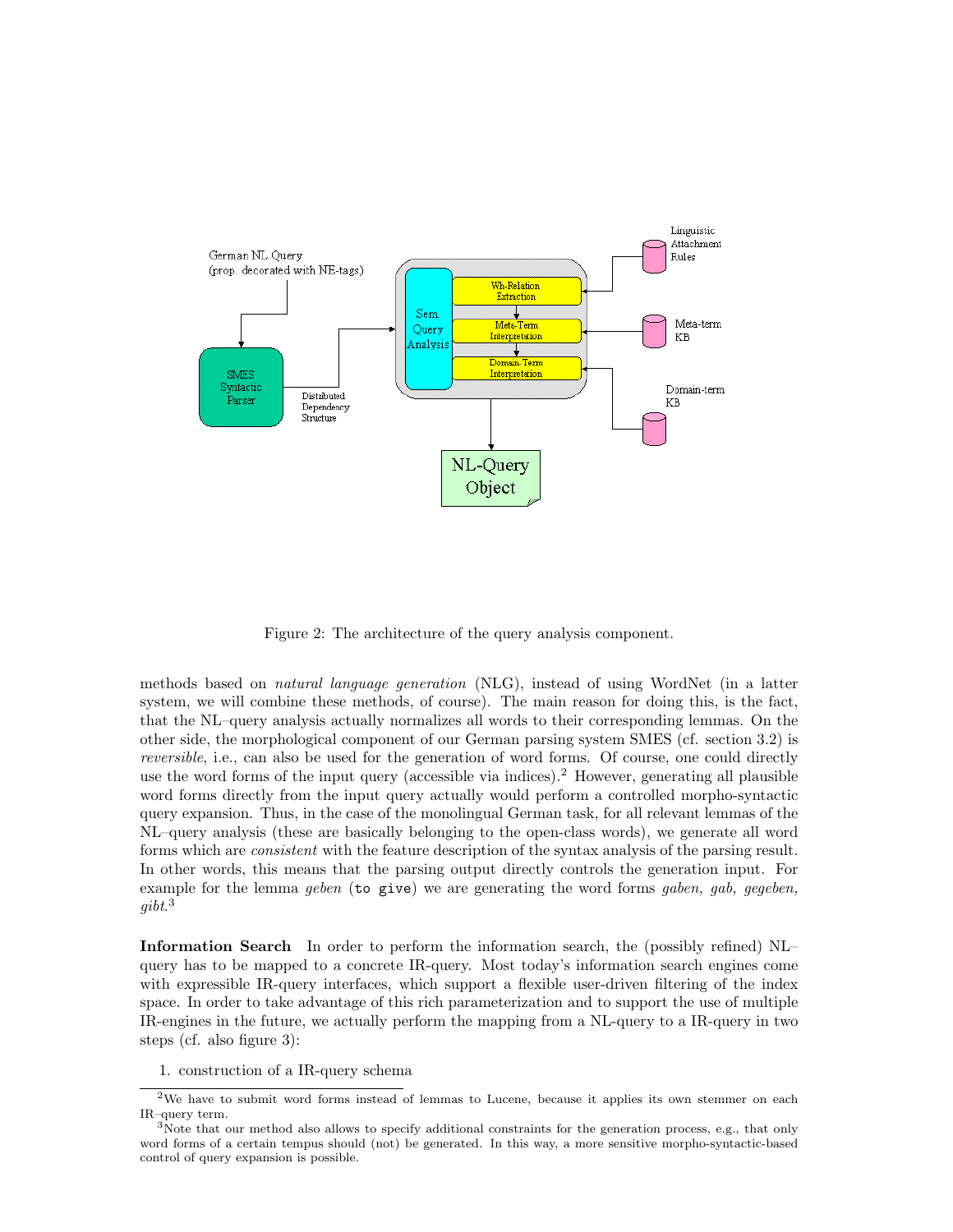Figure 2: The architecture of the query analysis component.

methods based on *natural language generation* (NLG), instead of using WordNet (in a latter system, we will combine these methods, of course). The main reason for doing this, is the fact, that the NL–query analysis actually normalizes all words to their corresponding lemmas. On the other side, the morphological component of our German parsing system SMES (cf. section 3.2) is *reversible*, i.e., can also be used for the generation of word forms. Of course, one could directly use the word forms of the input query (accessible via indices).[2] However, generating all plausible word forms directly from the input query actually would perform a controlled morpho-syntactic query expansion. Thus, in the case of the monolingual German task, for all relevant lemmas of the NL–query analysis (these are basically belonging to the open-class words), we generate all word forms which are *consistent* with the feature description of the syntax analysis of the parsing result. In other words, this means that the parsing output directly controls the generation input. For example for the lemma *geben* (`to give`) we are generating the word forms *gaben, gab, gegeben, gibt*.[3]

**Information Search** In order to perform the information search, the (possibly refined) NL–query has to be mapped to a concrete IR-query. Most today's information search engines come with expressible IR-query interfaces, which support a flexible user-driven filtering of the index space. In order to take advantage of this rich parameterization and to support the use of multiple IR-engines in the future, we actually perform the mapping from a NL-query to a IR-query in two steps (cf. also figure 3):

1. construction of a IR-query schema

[2] We have to submit word forms instead of lemmas to Lucene, because it applies its own stemmer on each IR–query term.

[3] Note that our method also allows to specify additional constraints for the generation process, e.g., that only word forms of a certain tempus should (not) be generated. In this way, a more sensitive morpho-syntactic-based control of query expansion is possible.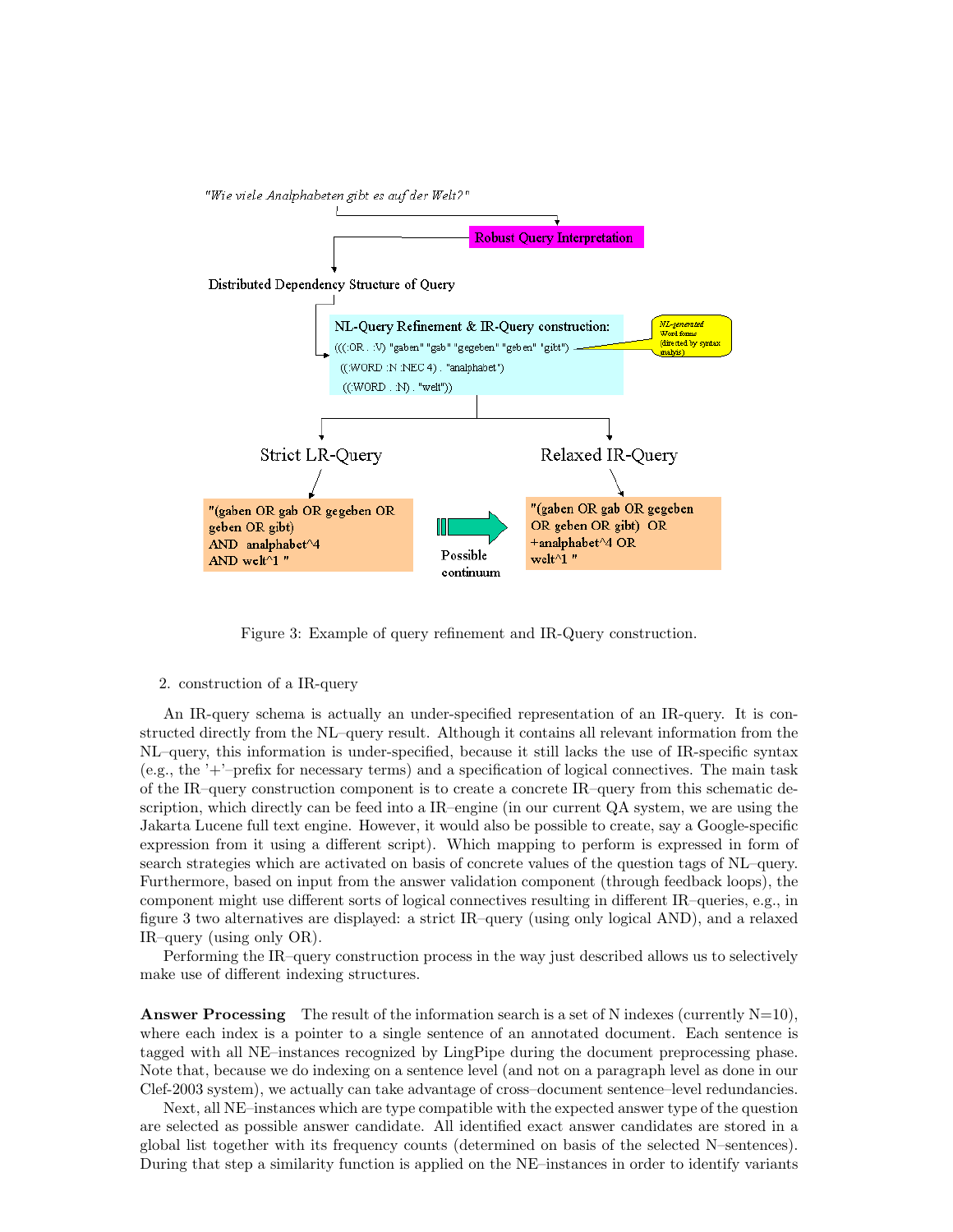"Wie viele Analphabeten gibt es auf der Welt?"

Robust Query Interpretation

Distributed Dependency Structure of Query

NL-Query Refinement & IR-Query construction:
(((:OR . :V) "gaben" "gab" "gegeben" "geben" "gibt")
((:WORD :N :NEC 4) . "analphabet")
((:WORD . :N) . "welt"))

NL-generated Word forms (directed by syntax analysis)

Strict LR-Query

Relaxed IR-Query

"(gaben OR gab OR gegeben OR geben OR gibt)
AND analphabet^4
AND welt^1 "

Possible continuum

"(gaben OR gab OR gegeben OR geben OR gibt) OR
+analphabet^4 OR
welt^1 "

Figure 3: Example of query refinement and IR-Query construction.

2. construction of a IR-query

An IR-query schema is actually an under-specified representation of an IR-query. It is constructed directly from the NL–query result. Although it contains all relevant information from the NL–query, this information is under-specified, because it still lacks the use of IR-specific syntax (e.g., the '+'–prefix for necessary terms) and a specification of logical connectives. The main task of the IR–query construction component is to create a concrete IR–query from this schematic description, which directly can be feed into a IR–engine (in our current QA system, we are using the Jakarta Lucene full text engine. However, it would also be possible to create, say a Google-specific expression from it using a different script). Which mapping to perform is expressed in form of search strategies which are activated on basis of concrete values of the question tags of NL–query. Furthermore, based on input from the answer validation component (through feedback loops), the component might use different sorts of logical connectives resulting in different IR–queries, e.g., in figure 3 two alternatives are displayed: a strict IR–query (using only logical AND), and a relaxed IR–query (using only OR).

Performing the IR–query construction process in the way just described allows us to selectively make use of different indexing structures.

**Answer Processing** The result of the information search is a set of N indexes (currently N=10), where each index is a pointer to a single sentence of an annotated document. Each sentence is tagged with all NE–instances recognized by LingPipe during the document preprocessing phase. Note that, because we do indexing on a sentence level (and not on a paragraph level as done in our Clef-2003 system), we actually can take advantage of cross-document sentence–level redundancies.

Next, all NE–instances which are type compatible with the expected answer type of the question are selected as possible answer candidate. All identified exact answer candidates are stored in a global list together with its frequency counts (determined on basis of the selected N–sentences). During that step a similarity function is applied on the NE–instances in order to identify variants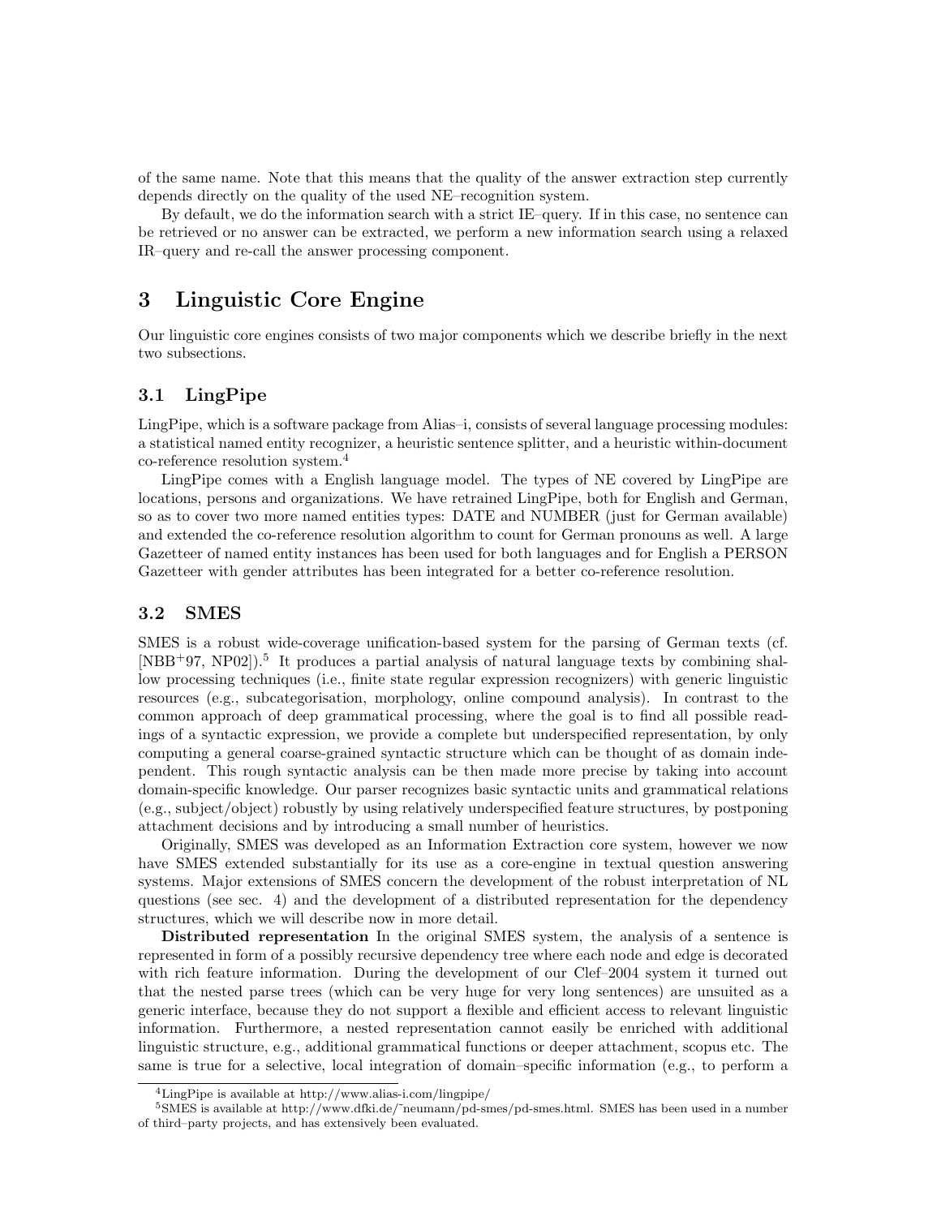of the same name. Note that this means that the quality of the answer extraction step currently depends directly on the quality of the used NE–recognition system.

By default, we do the information search with a strict IE–query. If in this case, no sentence can be retrieved or no answer can be extracted, we perform a new information search using a relaxed IR–query and re-call the answer processing component.

# 3 Linguistic Core Engine

Our linguistic core engines consists of two major components which we describe briefly in the next two subsections.

## 3.1 LingPipe

LingPipe, which is a software package from Alias–i, consists of several language processing modules: a statistical named entity recognizer, a heuristic sentence splitter, and a heuristic within-document co-reference resolution system.[4]

LingPipe comes with a English language model. The types of NE covered by LingPipe are locations, persons and organizations. We have retrained LingPipe, both for English and German, so as to cover two more named entities types: DATE and NUMBER (just for German available) and extended the co-reference resolution algorithm to count for German pronouns as well. A large Gazetteer of named entity instances has been used for both languages and for English a PERSON Gazetteer with gender attributes has been integrated for a better co-reference resolution.

## 3.2 SMES

SMES is a robust wide-coverage unification-based system for the parsing of German texts (cf. [NBB+97, NP02]).[5] It produces a partial analysis of natural language texts by combining shallow processing techniques (i.e., finite state regular expression recognizers) with generic linguistic resources (e.g., subcategorisation, morphology, online compound analysis). In contrast to the common approach of deep grammatical processing, where the goal is to find all possible readings of a syntactic expression, we provide a complete but underspecified representation, by only computing a general coarse-grained syntactic structure which can be thought of as domain independent. This rough syntactic analysis can be then made more precise by taking into account domain-specific knowledge. Our parser recognizes basic syntactic units and grammatical relations (e.g., subject/object) robustly by using relatively underspecified feature structures, by postponing attachment decisions and by introducing a small number of heuristics.

Originally, SMES was developed as an Information Extraction core system, however we now have SMES extended substantially for its use as a core-engine in textual question answering systems. Major extensions of SMES concern the development of the robust interpretation of NL questions (see sec. 4) and the development of a distributed representation for the dependency structures, which we will describe now in more detail.

**Distributed representation** In the original SMES system, the analysis of a sentence is represented in form of a possibly recursive dependency tree where each node and edge is decorated with rich feature information. During the development of our Clef–2004 system it turned out that the nested parse trees (which can be very huge for very long sentences) are unsuited as a generic interface, because they do not support a flexible and efficient access to relevant linguistic information. Furthermore, a nested representation cannot easily be enriched with additional linguistic structure, e.g., additional grammatical functions or deeper attachment, scopus etc. The same is true for a selective, local integration of domain–specific information (e.g., to perform a

[4] LingPipe is available at http://www.alias-i.com/lingpipe/

[5] SMES is available at http://www.dfki.de/~neumann/pd-smes/pd-smes.html. SMES has been used in a number of third–party projects, and has extensively been evaluated.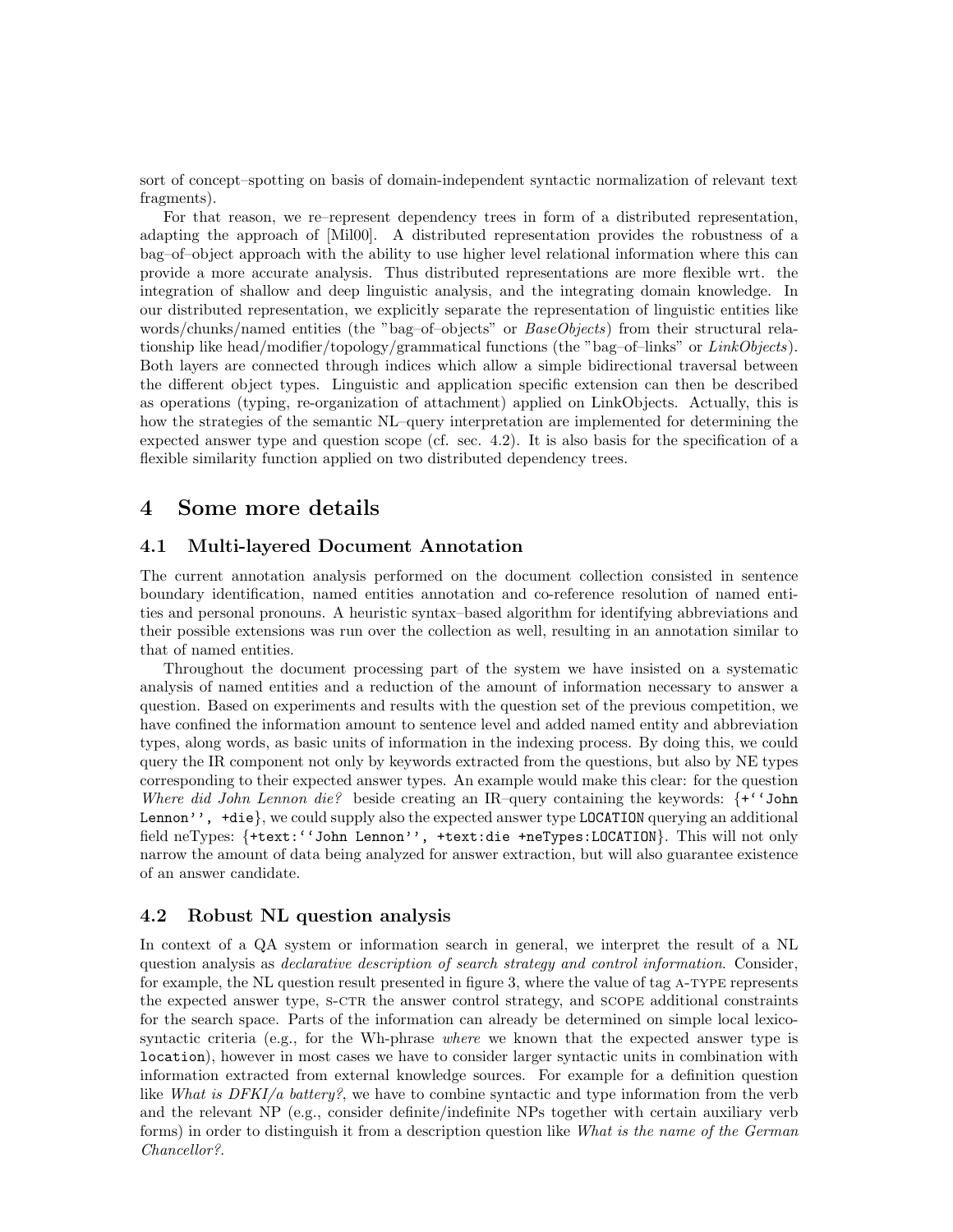sort of concept–spotting on basis of domain-independent syntactic normalization of relevant text fragments).

For that reason, we re–represent dependency trees in form of a distributed representation, adapting the approach of [Mil00]. A distributed representation provides the robustness of a bag–of–object approach with the ability to use higher level relational information where this can provide a more accurate analysis. Thus distributed representations are more flexible wrt. the integration of shallow and deep linguistic analysis, and the integrating domain knowledge. In our distributed representation, we explicitly separate the representation of linguistic entities like words/chunks/named entities (the "bag–of–objects" or *BaseObjects*) from their structural relationship like head/modifier/topology/grammatical functions (the "bag–of–links" or *LinkObjects*). Both layers are connected through indices which allow a simple bidirectional traversal between the different object types. Linguistic and application specific extension can then be described as operations (typing, re-organization of attachment) applied on LinkObjects. Actually, this is how the strategies of the semantic NL–query interpretation are implemented for determining the expected answer type and question scope (cf. sec. 4.2). It is also basis for the specification of a flexible similarity function applied on two distributed dependency trees.

# 4 Some more details

## 4.1 Multi-layered Document Annotation

The current annotation analysis performed on the document collection consisted in sentence boundary identification, named entities annotation and co-reference resolution of named entities and personal pronouns. A heuristic syntax–based algorithm for identifying abbreviations and their possible extensions was run over the collection as well, resulting in an annotation similar to that of named entities.

Throughout the document processing part of the system we have insisted on a systematic analysis of named entities and a reduction of the amount of information necessary to answer a question. Based on experiments and results with the question set of the previous competition, we have confined the information amount to sentence level and added named entity and abbreviation types, along words, as basic units of information in the indexing process. By doing this, we could query the IR component not only by keywords extracted from the questions, but also by NE types corresponding to their expected answer types. An example would make this clear: for the question *Where did John Lennon die?* beside creating an IR–query containing the keywords: {`+‘‘John Lennon’’, +die`}, we could supply also the expected answer type `LOCATION` querying an additional field neTypes: {`+text:‘‘John Lennon’’, +text:die +neTypes:LOCATION`}. This will not only narrow the amount of data being analyzed for answer extraction, but will also guarantee existence of an answer candidate.

## 4.2 Robust NL question analysis

In context of a QA system or information search in general, we interpret the result of a NL question analysis as *declarative description of search strategy and control information*. Consider, for example, the NL question result presented in figure 3, where the value of tag A-TYPE represents the expected answer type, S-CTR the answer control strategy, and SCOPE additional constraints for the search space. Parts of the information can already be determined on simple local lexico-syntactic criteria (e.g., for the Wh-phrase *where* we known that the expected answer type is `location`), however in most cases we have to consider larger syntactic units in combination with information extracted from external knowledge sources. For example for a definition question like *What is DFKI/a battery?*, we have to combine syntactic and type information from the verb and the relevant NP (e.g., consider definite/indefinite NPs together with certain auxiliary verb forms) in order to distinguish it from a description question like *What is the name of the German Chancellor?*.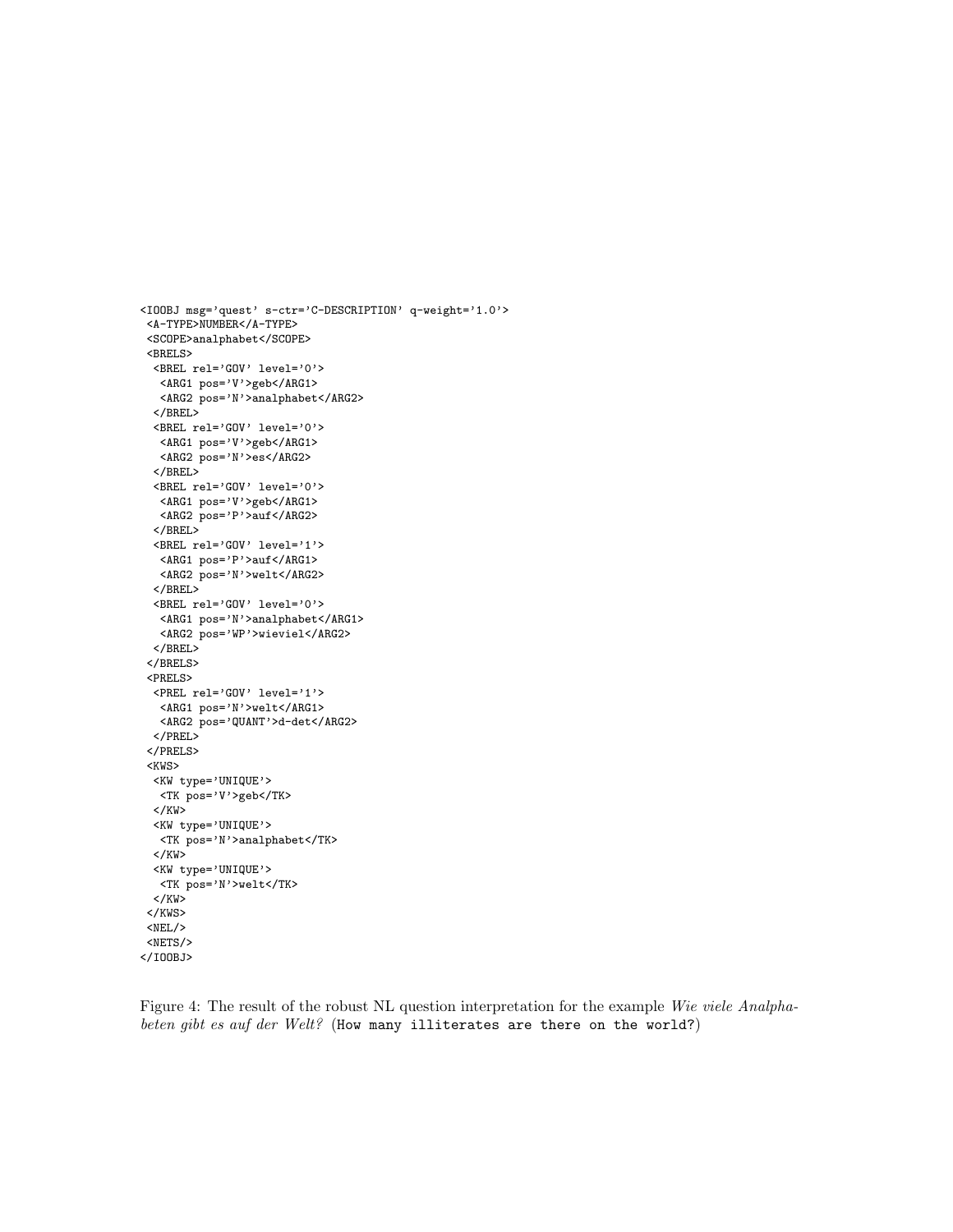```
<IOOBJ msg='quest' s-ctr='C-DESCRIPTION' q-weight='1.0'>
 <A-TYPE>NUMBER</A-TYPE>
 <SCOPE>analphabet</SCOPE>
 <BRELS>
  <BREL rel='GOV' level='0'>
   <ARG1 pos='V'>geb</ARG1>
   <ARG2 pos='N'>analphabet</ARG2>
  </BREL>
  <BREL rel='GOV' level='0'>
   <ARG1 pos='V'>geb</ARG1>
   <ARG2 pos='N'>es</ARG2>
  </BREL>
  <BREL rel='GOV' level='0'>
   <ARG1 pos='V'>geb</ARG1>
   <ARG2 pos='P'>auf</ARG2>
  </BREL>
  <BREL rel='GOV' level='1'>
   <ARG1 pos='P'>auf</ARG1>
   <ARG2 pos='N'>welt</ARG2>
  </BREL>
  <BREL rel='GOV' level='0'>
   <ARG1 pos='N'>analphabet</ARG1>
   <ARG2 pos='WP'>wieviel</ARG2>
  </BREL>
 </BRELS>
 <PRELS>
  <PREL rel='GOV' level='1'>
   <ARG1 pos='N'>welt</ARG1>
   <ARG2 pos='QUANT'>d-det</ARG2>
  </PREL>
 </PRELS>
 <KWS>
  <KW type='UNIQUE'>
   <TK pos='V'>geb</TK>
  </KW>
  <KW type='UNIQUE'>
   <TK pos='N'>analphabet</TK>
  </KW>
  <KW type='UNIQUE'>
   <TK pos='N'>welt</TK>
  </KW>
 </KWS>
 <NEL/>
 <NETS/>
</IOOBJ>
```

Figure 4: The result of the robust NL question interpretation for the example *Wie viele Analphabeten gibt es auf der Welt?* (`How many illiterates are there on the world?`)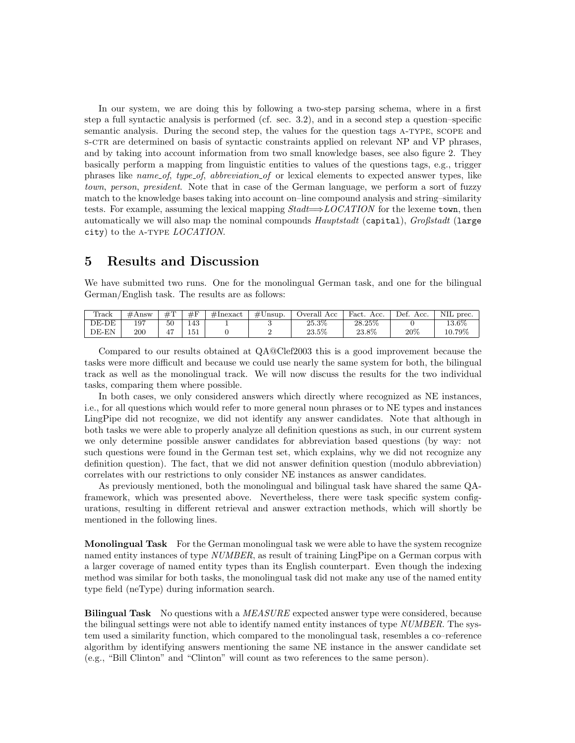In our system, we are doing this by following a two-step parsing schema, where in a first step a full syntactic analysis is performed (cf. sec. 3.2), and in a second step a question–specific semantic analysis. During the second step, the values for the question tags A-TYPE, SCOPE and S-CTR are determined on basis of syntactic constraints applied on relevant NP and VP phrases, and by taking into account information from two small knowledge bases, see also figure 2. They basically perform a mapping from linguistic entities to values of the questions tags, e.g., trigger phrases like *name_of*, *type_of*, *abbreviation_of* or lexical elements to expected answer types, like *town*, *person*, *president*. Note that in case of the German language, we perform a sort of fuzzy match to the knowledge bases taking into account on–line compound analysis and string–similarity tests. For example, assuming the lexical mapping *Stadt*⟹*LOCATION* for the lexeme `town`, then automatically we will also map the nominal compounds *Hauptstadt* (`capital`), *Großstadt* (`large city`) to the A-TYPE *LOCATION*.

# 5 Results and Discussion

We have submitted two runs. One for the monolingual German task, and one for the bilingual German/English task. The results are as follows:

| Track | #Answ | #T | #F | #Inexact | #Unsup. | Overall Acc | Fact. Acc. | Def. Acc. | NIL prec. |
|---|---|---|---|---|---|---|---|---|---|
| DE-DE | 197 | 50 | 143 | 1 | 3 | 25.3% | 28.25% | 0 | 13.6% |
| DE-EN | 200 | 47 | 151 | 0 | 2 | 23.5% | 23.8% | 20% | 10.79% |

Compared to our results obtained at QA@Clef2003 this is a good improvement because the tasks were more difficult and because we could use nearly the same system for both, the bilingual track as well as the monolingual track. We will now discuss the results for the two individual tasks, comparing them where possible.

In both cases, we only considered answers which directly where recognized as NE instances, i.e., for all questions which would refer to more general noun phrases or to NE types and instances LingPipe did not recognize, we did not identify any answer candidates. Note that although in both tasks we were able to properly analyze all definition questions as such, in our current system we only determine possible answer candidates for abbreviation based questions (by way: not such questions were found in the German test set, which explains, why we did not recognize any definition question). The fact, that we did not answer definition question (modulo abbreviation) correlates with our restrictions to only consider NE instances as answer candidates.

As previously mentioned, both the monolingual and bilingual task have shared the same QA-framework, which was presented above. Nevertheless, there were task specific system configurations, resulting in different retrieval and answer extraction methods, which will shortly be mentioned in the following lines.

**Monolingual Task** For the German monolingual task we were able to have the system recognize named entity instances of type *NUMBER*, as result of training LingPipe on a German corpus with a larger coverage of named entity types than its English counterpart. Even though the indexing method was similar for both tasks, the monolingual task did not make any use of the named entity type field (neType) during information search.

**Bilingual Task** No questions with a *MEASURE* expected answer type were considered, because the bilingual settings were not able to identify named entity instances of type *NUMBER*. The system used a similarity function, which compared to the monolingual task, resembles a co–reference algorithm by identifying answers mentioning the same NE instance in the answer candidate set (e.g., "Bill Clinton" and "Clinton" will count as two references to the same person).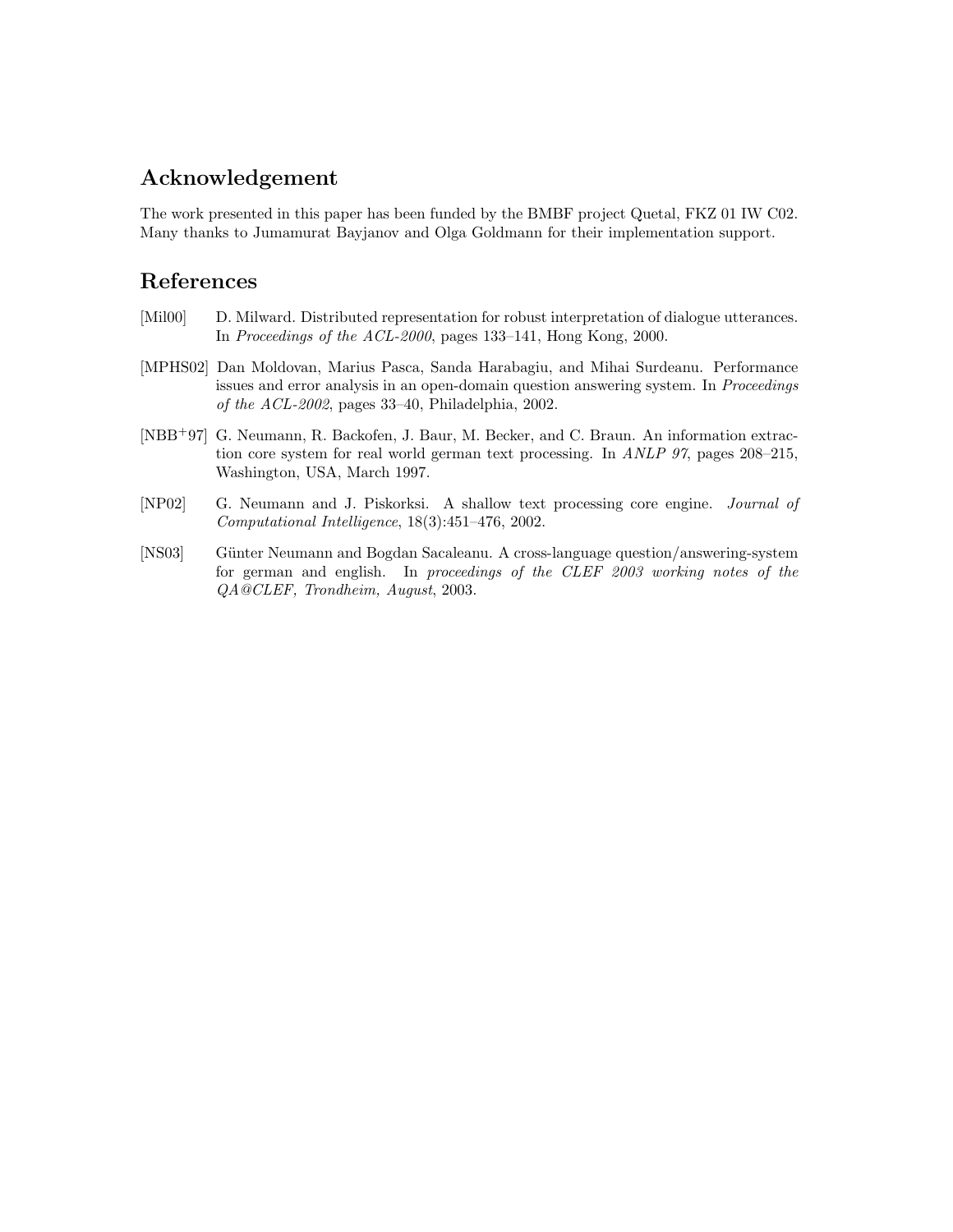## Acknowledgement

The work presented in this paper has been funded by the BMBF project Quetal, FKZ 01 IW C02. Many thanks to Jumamurat Bayjanov and Olga Goldmann for their implementation support.

## References

[Mil00] D. Milward. Distributed representation for robust interpretation of dialogue utterances. In *Proceedings of the ACL-2000*, pages 133–141, Hong Kong, 2000.

[MPHS02] Dan Moldovan, Marius Pasca, Sanda Harabagiu, and Mihai Surdeanu. Performance issues and error analysis in an open-domain question answering system. In *Proceedings of the ACL-2002*, pages 33–40, Philadelphia, 2002.

[NBB+97] G. Neumann, R. Backofen, J. Baur, M. Becker, and C. Braun. An information extraction core system for real world german text processing. In *ANLP 97*, pages 208–215, Washington, USA, March 1997.

[NP02] G. Neumann and J. Piskorksi. A shallow text processing core engine. *Journal of Computational Intelligence*, 18(3):451–476, 2002.

[NS03] Günter Neumann and Bogdan Sacaleanu. A cross-language question/answering-system for german and english. In *proceedings of the CLEF 2003 working notes of the QA@CLEF, Trondheim, August*, 2003.